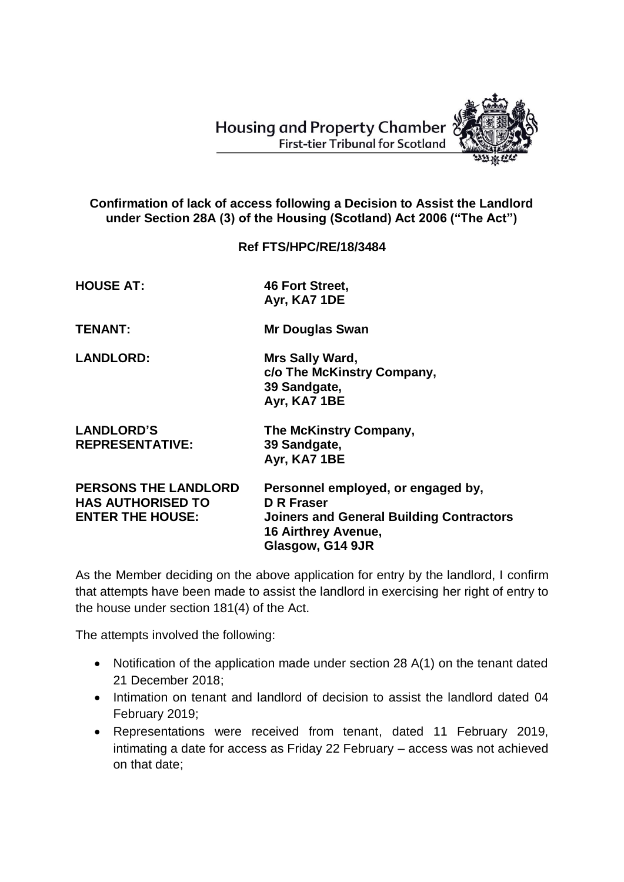Housing and Property Chamber
First-tier Tribunal for Scotland

**Confirmation of lack of access following a Decision to Assist the Landlord under Section 28A (3) of the Housing (Scotland) Act 2006 ("The Act")**

**Ref FTS/HPC/RE/18/3484**

| | |
|---|---|
| **HOUSE AT:** | **46 Fort Street, Ayr, KA7 1DE** |
| **TENANT:** | **Mr Douglas Swan** |
| **LANDLORD:** | **Mrs Sally Ward, c/o The McKinstry Company, 39 Sandgate, Ayr, KA7 1BE** |
| **LANDLORD'S REPRESENTATIVE:** | **The McKinstry Company, 39 Sandgate, Ayr, KA7 1BE** |
| **PERSONS THE LANDLORD HAS AUTHORISED TO ENTER THE HOUSE:** | **Personnel employed, or engaged by, D R Fraser Joiners and General Building Contractors 16 Airthrey Avenue, Glasgow, G14 9JR** |

As the Member deciding on the above application for entry by the landlord, I confirm that attempts have been made to assist the landlord in exercising her right of entry to the house under section 181(4) of the Act.

The attempts involved the following:

- Notification of the application made under section 28 A(1) on the tenant dated 21 December 2018;
- Intimation on tenant and landlord of decision to assist the landlord dated 04 February 2019;
- Representations were received from tenant, dated 11 February 2019, intimating a date for access as Friday 22 February – access was not achieved on that date;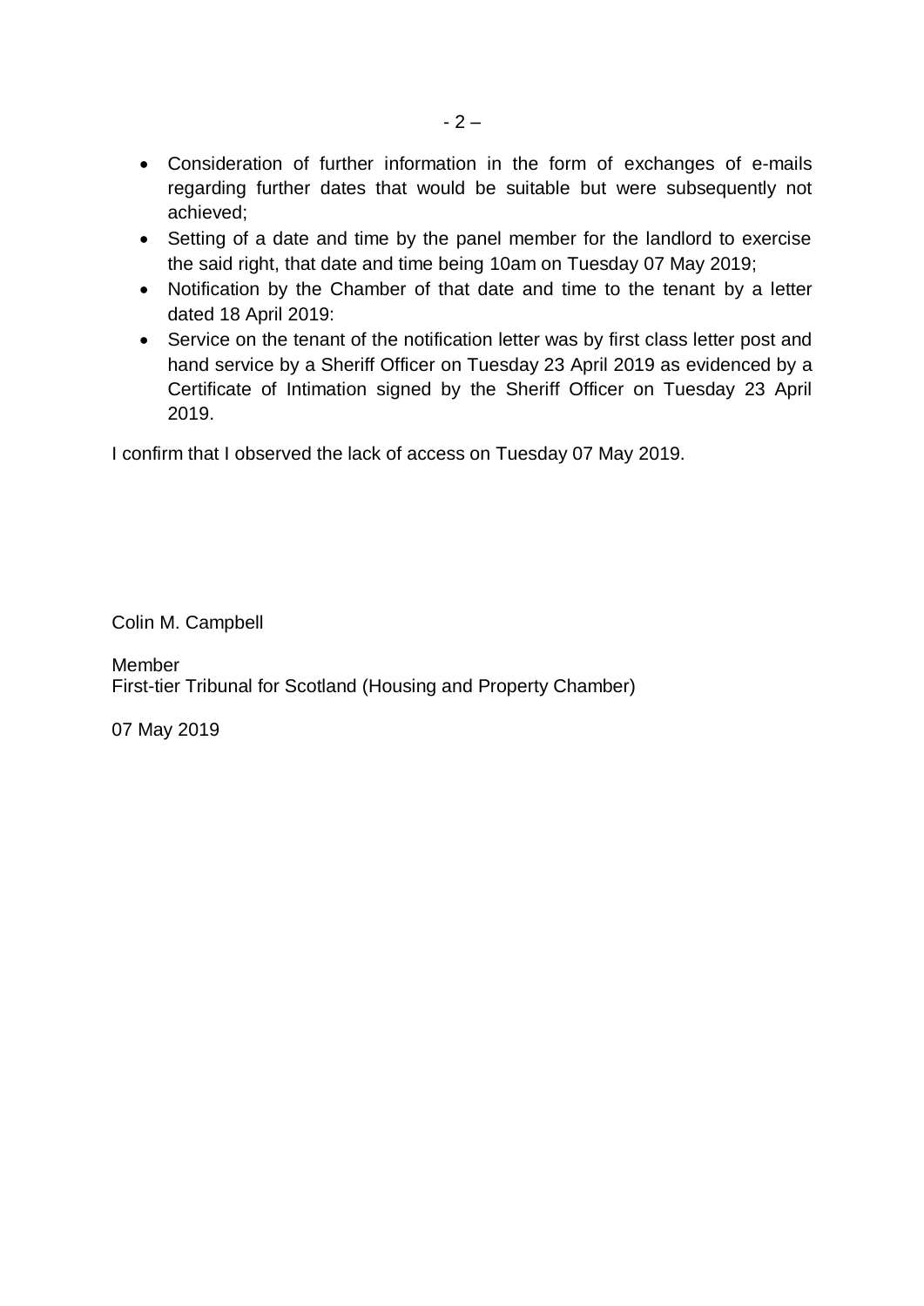- Consideration of further information in the form of exchanges of e-mails regarding further dates that would be suitable but were subsequently not achieved;
- Setting of a date and time by the panel member for the landlord to exercise the said right, that date and time being 10am on Tuesday 07 May 2019;
- Notification by the Chamber of that date and time to the tenant by a letter dated 18 April 2019:
- Service on the tenant of the notification letter was by first class letter post and hand service by a Sheriff Officer on Tuesday 23 April 2019 as evidenced by a Certificate of Intimation signed by the Sheriff Officer on Tuesday 23 April 2019.

I confirm that I observed the lack of access on Tuesday 07 May 2019.

Colin M. Campbell

Member
First-tier Tribunal for Scotland (Housing and Property Chamber)

07 May 2019